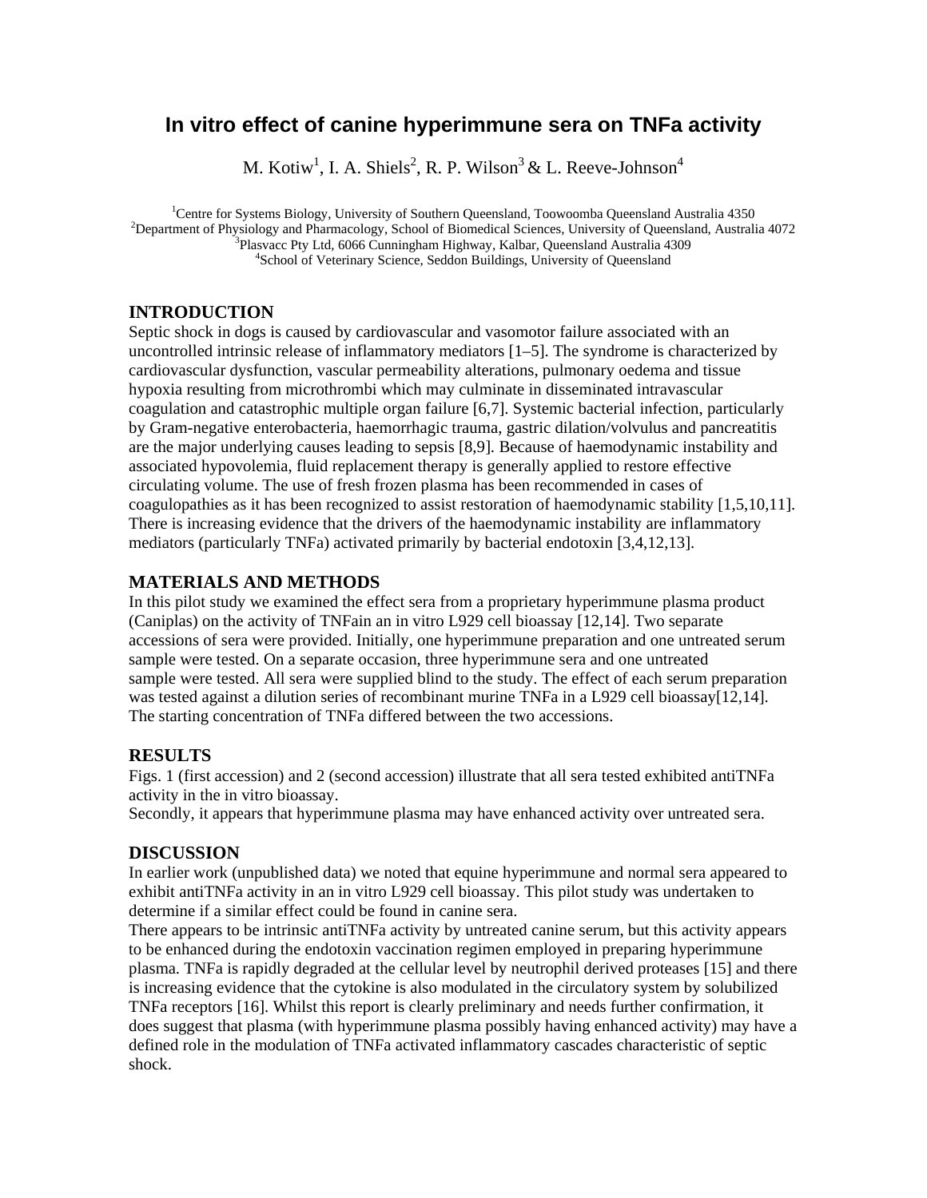# In vitro effect of canine hyperimmune sera on TNFa activity

M. Kotiw[1], I. A. Shiels[2], R. P. Wilson[3] & L. Reeve-Johnson[4]

[1]Centre for Systems Biology, University of Southern Queensland, Toowoomba Queensland Australia 4350
[2]Department of Physiology and Pharmacology, School of Biomedical Sciences, University of Queensland, Australia 4072
[3]Plasvacc Pty Ltd, 6066 Cunningham Highway, Kalbar, Queensland Australia 4309
[4]School of Veterinary Science, Seddon Buildings, University of Queensland

## INTRODUCTION

Septic shock in dogs is caused by cardiovascular and vasomotor failure associated with an uncontrolled intrinsic release of inflammatory mediators [1–5]. The syndrome is characterized by cardiovascular dysfunction, vascular permeability alterations, pulmonary oedema and tissue hypoxia resulting from microthrombi which may culminate in disseminated intravascular coagulation and catastrophic multiple organ failure [6,7]. Systemic bacterial infection, particularly by Gram-negative enterobacteria, haemorrhagic trauma, gastric dilation/volvulus and pancreatitis are the major underlying causes leading to sepsis [8,9]. Because of haemodynamic instability and associated hypovolemia, fluid replacement therapy is generally applied to restore effective circulating volume. The use of fresh frozen plasma has been recommended in cases of coagulopathies as it has been recognized to assist restoration of haemodynamic stability [1,5,10,11]. There is increasing evidence that the drivers of the haemodynamic instability are inflammatory mediators (particularly TNFa) activated primarily by bacterial endotoxin [3,4,12,13].

## MATERIALS AND METHODS

In this pilot study we examined the effect sera from a proprietary hyperimmune plasma product (Caniplas) on the activity of TNFain an in vitro L929 cell bioassay [12,14]. Two separate accessions of sera were provided. Initially, one hyperimmune preparation and one untreated serum sample were tested. On a separate occasion, three hyperimmune sera and one untreated sample were tested. All sera were supplied blind to the study. The effect of each serum preparation was tested against a dilution series of recombinant murine TNFa in a L929 cell bioassay[12,14]. The starting concentration of TNFa differed between the two accessions.

## RESULTS

Figs. 1 (first accession) and 2 (second accession) illustrate that all sera tested exhibited antiTNFa activity in the in vitro bioassay.
Secondly, it appears that hyperimmune plasma may have enhanced activity over untreated sera.

## DISCUSSION

In earlier work (unpublished data) we noted that equine hyperimmune and normal sera appeared to exhibit antiTNFa activity in an in vitro L929 cell bioassay. This pilot study was undertaken to determine if a similar effect could be found in canine sera.
There appears to be intrinsic antiTNFa activity by untreated canine serum, but this activity appears to be enhanced during the endotoxin vaccination regimen employed in preparing hyperimmune plasma. TNFa is rapidly degraded at the cellular level by neutrophil derived proteases [15] and there is increasing evidence that the cytokine is also modulated in the circulatory system by solubilized TNFa receptors [16]. Whilst this report is clearly preliminary and needs further confirmation, it does suggest that plasma (with hyperimmune plasma possibly having enhanced activity) may have a defined role in the modulation of TNFa activated inflammatory cascades characteristic of septic shock.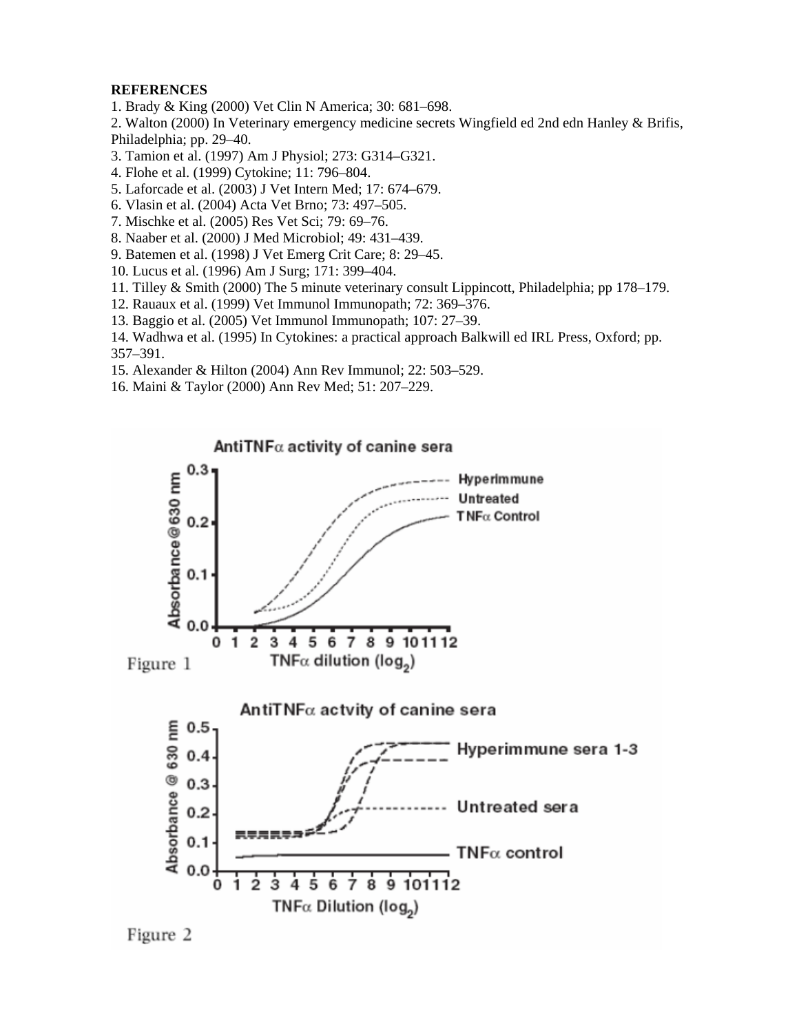**REFERENCES**

1. Brady & King (2000) Vet Clin N America; 30: 681–698.
2. Walton (2000) In Veterinary emergency medicine secrets Wingfield ed 2nd edn Hanley & Brifis, Philadelphia; pp. 29–40.
3. Tamion et al. (1997) Am J Physiol; 273: G314–G321.
4. Flohe et al. (1999) Cytokine; 11: 796–804.
5. Laforcade et al. (2003) J Vet Intern Med; 17: 674–679.
6. Vlasin et al. (2004) Acta Vet Brno; 73: 497–505.
7. Mischke et al. (2005) Res Vet Sci; 79: 69–76.
8. Naaber et al. (2000) J Med Microbiol; 49: 431–439.
9. Batemen et al. (1998) J Vet Emerg Crit Care; 8: 29–45.
10. Lucus et al. (1996) Am J Surg; 171: 399–404.
11. Tilley & Smith (2000) The 5 minute veterinary consult Lippincott, Philadelphia; pp 178–179.
12. Rauaux et al. (1999) Vet Immunol Immunopath; 72: 369–376.
13. Baggio et al. (2005) Vet Immunol Immunopath; 107: 27–39.
14. Wadhwa et al. (1995) In Cytokines: a practical approach Balkwill ed IRL Press, Oxford; pp. 357–391.
15. Alexander & Hilton (2004) Ann Rev Immunol; 22: 503–529.
16. Maini & Taylor (2000) Ann Rev Med; 51: 207–229.

AntiTNFα activity of canine sera

Absorbance@630 nm

0.0 0.1 0.2 0.3

Hyperimmune

Untreated

TNFα Control

0 1 2 3 4 5 6 7 8 9 10 11 12

TNFα dilution ($\log_2$)

Figure 1

AntiTNFα actvity of canine sera

Absorbance @ 630 nm

0.0 0.1 0.2 0.3 0.4 0.5

Hyperimmune sera 1-3

Untreated sera

TNFα control

0 1 2 3 4 5 6 7 8 9 10 11 12

TNFα Dilution ($\log_2$)

Figure 2